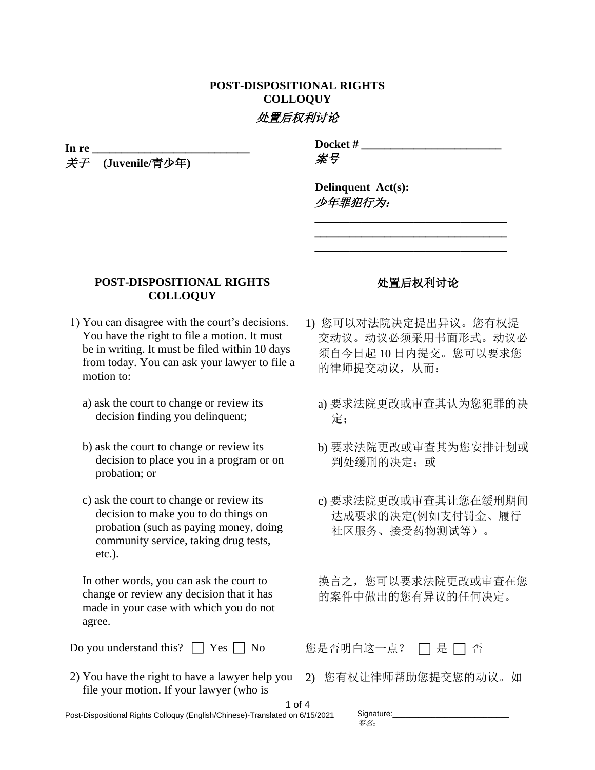# POST-DISPOSITIONAL RIGHTS COLLOQUY

# *处置后权利讨论*

**In re** ___________________________
*关于* **(Juvenile/青少年)**

**Docket #** _________________________
*案号*

**Delinquent Act(s):**
*少年罪犯行为：*

_________________________________
_________________________________
_________________________________

## POST-DISPOSITIONAL RIGHTS COLLOQUY

1) You can disagree with the court's decisions. You have the right to file a motion. It must be in writing. It must be filed within 10 days from today. You can ask your lawyer to file a motion to:

   a) ask the court to change or review its decision finding you delinquent;

   b) ask the court to change or review its decision to place you in a program or on probation; or

   c) ask the court to change or review its decision to make you to do things on probation (such as paying money, doing community service, taking drug tests, etc.).

   In other words, you can ask the court to change or review any decision that it has made in your case with which you do not agree.

Do you understand this? ☐ Yes ☐ No

2) You have the right to have a lawyer help you file your motion. If your lawyer (who is

## 处置后权利讨论

1) 您可以对法院决定提出异议。您有权提交动议。动议必须采用书面形式。动议必须自今日起 10 日内提交。您可以要求您的律师提交动议，从而：

   a) 要求法院更改或审查其认为您犯罪的决定；

   b) 要求法院更改或审查其为您安排计划或判处缓刑的决定；或

   c) 要求法院更改或审查其让您在缓刑期间达成要求的决定(例如支付罚金、履行社区服务、接受药物测试等）。

   换言之，您可以要求法院更改或审查在您的案件中做出的您有异议的任何决定。

您是否明白这一点？ ☐ 是 ☐ 否

2) 您有权让律师帮助您提交您的动议。如

Signature:___________________________
*签名：*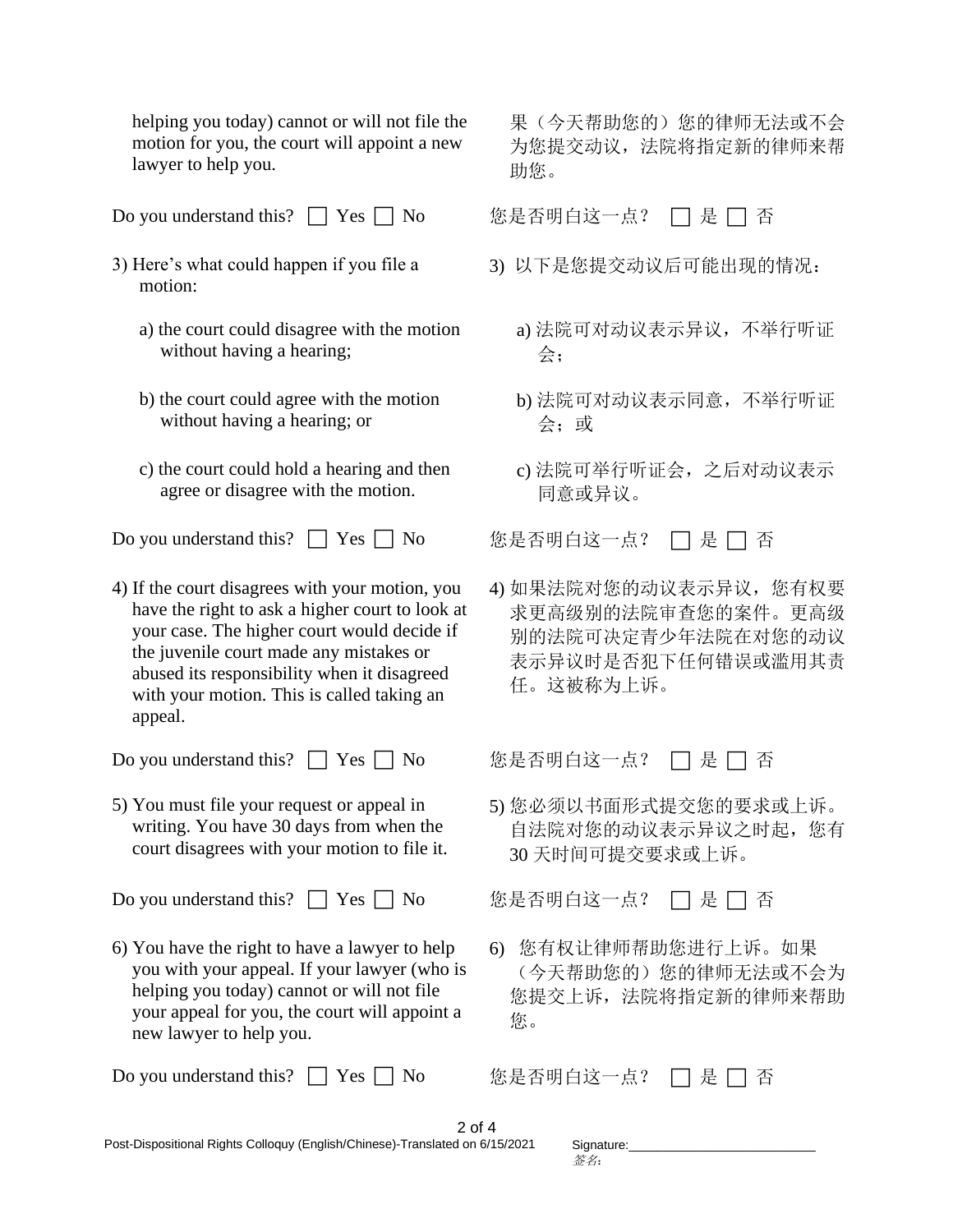helping you today) cannot or will not file the motion for you, the court will appoint a new lawyer to help you.

果（今天帮助您的）您的律师无法或不会为您提交动议，法院将指定新的律师来帮助您。

Do you understand this? ☐ Yes ☐ No

您是否明白这一点？ ☐ 是 ☐ 否

3) Here's what could happen if you file a motion:

   a) the court could disagree with the motion without having a hearing;

   b) the court could agree with the motion without having a hearing; or

   c) the court could hold a hearing and then agree or disagree with the motion.

3) 以下是您提交动议后可能出现的情况：

   a) 法院可对动议表示异议，不举行听证会；

   b) 法院可对动议表示同意，不举行听证会；或

   c) 法院可举行听证会，之后对动议表示同意或异议。

Do you understand this? ☐ Yes ☐ No

您是否明白这一点？ ☐ 是 ☐ 否

4) If the court disagrees with your motion, you have the right to ask a higher court to look at your case. The higher court would decide if the juvenile court made any mistakes or abused its responsibility when it disagreed with your motion. This is called taking an appeal.

4) 如果法院对您的动议表示异议，您有权要求更高级别的法院审查您的案件。更高级别的法院可决定青少年法院在对您的动议表示异议时是否犯下任何错误或滥用其责任。这被称为上诉。

Do you understand this? ☐ Yes ☐ No

您是否明白这一点？ ☐ 是 ☐ 否

5) You must file your request or appeal in writing. You have 30 days from when the court disagrees with your motion to file it.

5) 您必须以书面形式提交您的要求或上诉。自法院对您的动议表示异议之时起，您有 30 天时间可提交要求或上诉。

Do you understand this? ☐ Yes ☐ No

您是否明白这一点？ ☐ 是 ☐ 否

6) You have the right to have a lawyer to help you with your appeal. If your lawyer (who is helping you today) cannot or will not file your appeal for you, the court will appoint a new lawyer to help you.

6) 您有权让律师帮助您进行上诉。如果（今天帮助您的）您的律师无法或不会为您提交上诉，法院将指定新的律师来帮助您。

Do you understand this? ☐ Yes ☐ No

您是否明白这一点？ ☐ 是 ☐ 否

Signature:\_\_\_\_\_\_\_\_\_\_\_\_\_\_\_\_\_\_\_\_\_\_\_\_\_\_
*签名：*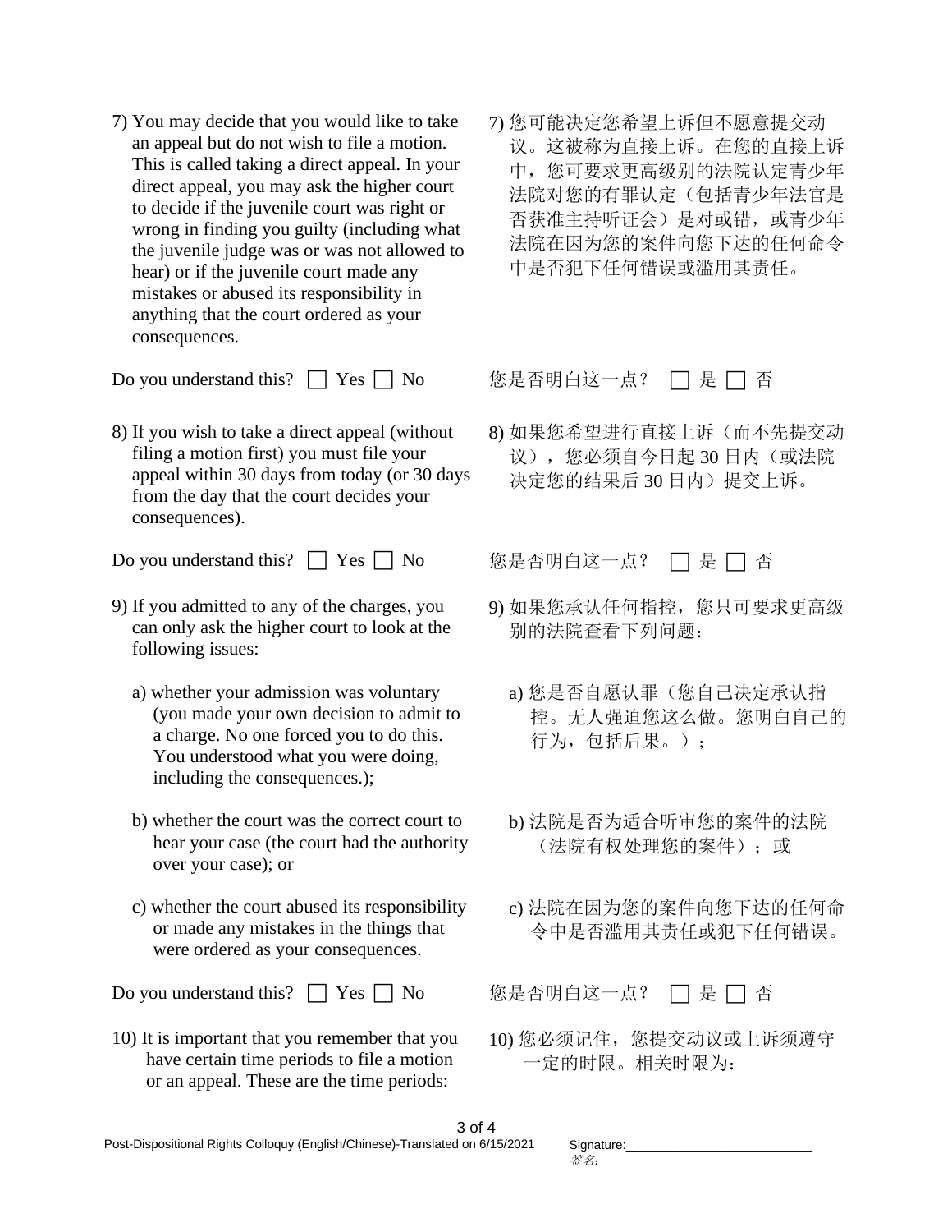7) You may decide that you would like to take an appeal but do not wish to file a motion. This is called taking a direct appeal. In your direct appeal, you may ask the higher court to decide if the juvenile court was right or wrong in finding you guilty (including what the juvenile judge was or was not allowed to hear) or if the juvenile court made any mistakes or abused its responsibility in anything that the court ordered as your consequences.

7) 您可能决定您希望上诉但不愿意提交动议。这被称为直接上诉。在您的直接上诉中，您可要求更高级别的法院认定青少年法院对您的有罪认定（包括青少年法官是否获准主持听证会）是对或错，或青少年法院在因为您的案件向您下达的任何命令中是否犯下任何错误或滥用其责任。

Do you understand this? ☐ Yes ☐ No

您是否明白这一点？ ☐ 是 ☐ 否

8) If you wish to take a direct appeal (without filing a motion first) you must file your appeal within 30 days from today (or 30 days from the day that the court decides your consequences).

8) 如果您希望进行直接上诉（而不先提交动议），您必须自今日起 30 日内（或法院决定您的结果后 30 日内）提交上诉。

Do you understand this? ☐ Yes ☐ No

您是否明白这一点？ ☐ 是 ☐ 否

9) If you admitted to any of the charges, you can only ask the higher court to look at the following issues:

   a) whether your admission was voluntary (you made your own decision to admit to a charge. No one forced you to do this. You understood what you were doing, including the consequences.);

   b) whether the court was the correct court to hear your case (the court had the authority over your case); or

   c) whether the court abused its responsibility or made any mistakes in the things that were ordered as your consequences.

9) 如果您承认任何指控，您只可要求更高级别的法院查看下列问题：

   a) 您是否自愿认罪（您自己决定承认指控。无人强迫您这么做。您明白自己的行为，包括后果。）；

   b) 法院是否为适合听审您的案件的法院（法院有权处理您的案件）；或

   c) 法院在因为您的案件向您下达的任何命令中是否滥用其责任或犯下任何错误。

Do you understand this? ☐ Yes ☐ No

您是否明白这一点？ ☐ 是 ☐ 否

10) It is important that you remember that you have certain time periods to file a motion or an appeal. These are the time periods:

10) 您必须记住，您提交动议或上诉须遵守一定的时限。相关时限为：

Post-Dispositional Rights Colloquy (English/Chinese)-Translated on 6/15/2021

Signature:\_\_\_\_\_\_\_\_\_\_\_\_\_\_\_\_\_\_\_\_\_\_\_\_\_
签名: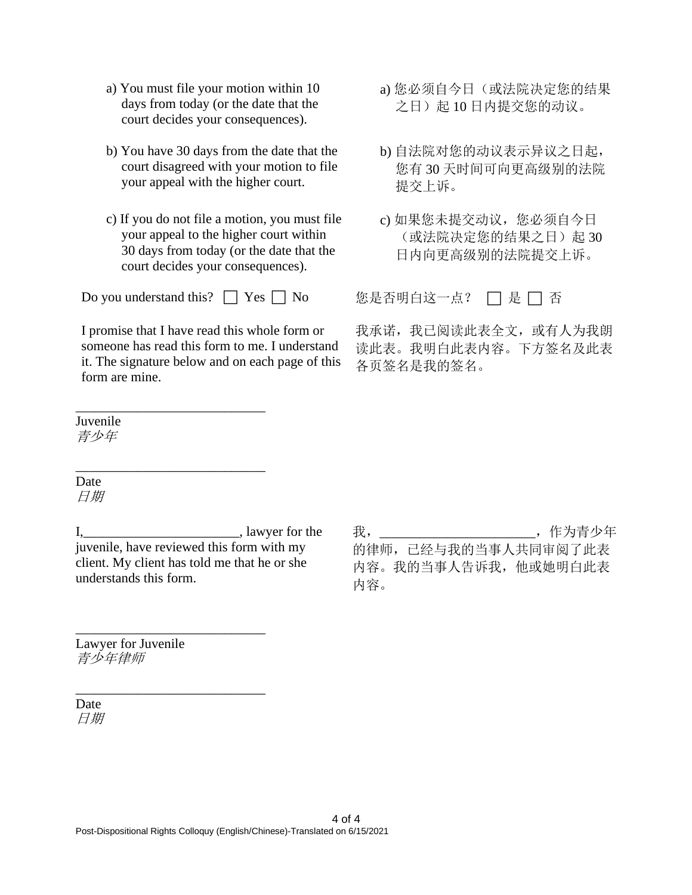a) You must file your motion within 10 days from today (or the date that the court decides your consequences).

a) 您必须自今日（或法院决定您的结果之日）起 10 日内提交您的动议。

b) You have 30 days from the date that the court disagreed with your motion to file your appeal with the higher court.

b) 自法院对您的动议表示异议之日起，您有 30 天时间可向更高级别的法院提交上诉。

c) If you do not file a motion, you must file your appeal to the higher court within 30 days from today (or the date that the court decides your consequences).

c) 如果您未提交动议，您必须自今日（或法院决定您的结果之日）起 30 日内向更高级别的法院提交上诉。

Do you understand this? ☐ Yes ☐ No

您是否明白这一点？ ☐ 是 ☐ 否

I promise that I have read this whole form or someone has read this form to me. I understand it. The signature below and on each page of this form are mine.

我承诺，我已阅读此表全文，或有人为我朗读此表。我明白此表内容。下方签名及此表各页签名是我的签名。

____________________________
Juvenile
*青少年*

____________________________
Date
*日期*

I,______________________, lawyer for the juvenile, have reviewed this form with my client. My client has told me that he or she understands this form.

我，______________________，作为青少年的律师，已经与我的当事人共同审阅了此表内容。我的当事人告诉我，他或她明白此表内容。

____________________________
Lawyer for Juvenile
*青少年律师*

____________________________
Date
*日期*

Post-Dispositional Rights Colloquy (English/Chinese)-Translated on 6/15/2021